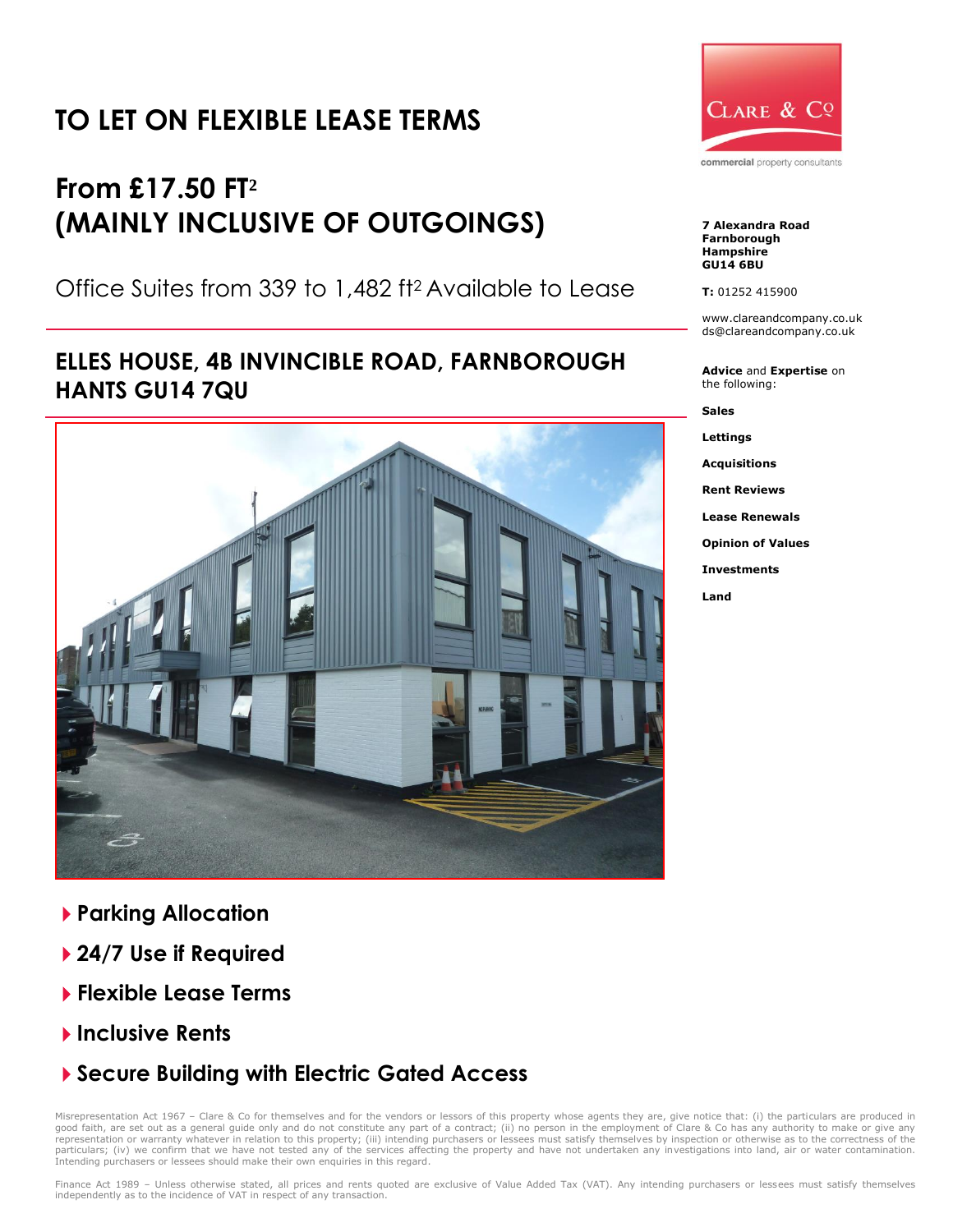# TO LET ON FLEXIBLE LEASE TERMS

## From £17.50 FT$^2$ (MAINLY INCLUSIVE OF OUTGOINGS)

Office Suites from 339 to 1,482 ft$^2$ Available to Lease

## ELLES HOUSE, 4B INVINCIBLE ROAD, FARNBOROUGH HANTS GU14 7QU

- **Parking Allocation**
- **24/7 Use if Required**
- **Flexible Lease Terms**
- **Inclusive Rents**
- **Secure Building with Electric Gated Access**

CLARE & Co
commercial property consultants

**7 Alexandra Road**
**Farnborough**
**Hampshire**
**GU14 6BU**

**T:** 01252 415900

www.clareandcompany.co.uk
ds@clareandcompany.co.uk

**Advice** and **Expertise** on the following:

**Sales**

**Lettings**

**Acquisitions**

**Rent Reviews**

**Lease Renewals**

**Opinion of Values**

**Investments**

**Land**

Misrepresentation Act 1967 – Clare & Co for themselves and for the vendors or lessors of this property whose agents they are, give notice that: (i) the particulars are produced in good faith, are set out as a general guide only and do not constitute any part of a contract; (ii) no person in the employment of Clare & Co has any authority to make or give any representation or warranty whatever in relation to this property; (iii) intending purchasers or lessees must satisfy themselves by inspection or otherwise as to the correctness of the particulars; (iv) we confirm that we have not tested any of the services affecting the property and have not undertaken any investigations into land, air or water contamination. Intending purchasers or lessees should make their own enquiries in this regard.

Finance Act 1989 – Unless otherwise stated, all prices and rents quoted are exclusive of Value Added Tax (VAT). Any intending purchasers or lessees must satisfy themselves independently as to the incidence of VAT in respect of any transaction.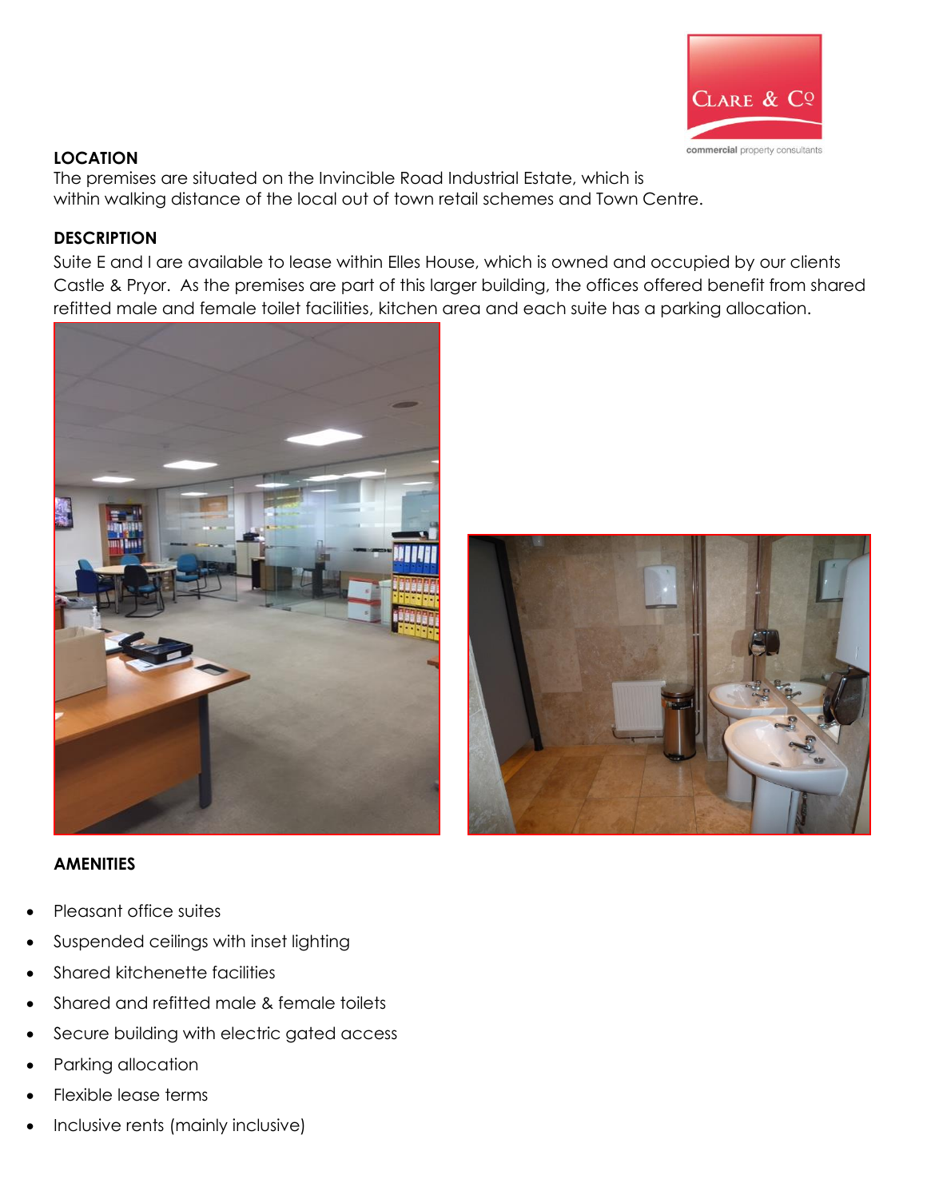## LOCATION

The premises are situated on the Invincible Road Industrial Estate, which is within walking distance of the local out of town retail schemes and Town Centre.

## DESCRIPTION

Suite E and I are available to lease within Elles House, which is owned and occupied by our clients Castle & Pryor. As the premises are part of this larger building, the offices offered benefit from shared refitted male and female toilet facilities, kitchen area and each suite has a parking allocation.

## AMENITIES

- Pleasant office suites
- Suspended ceilings with inset lighting
- Shared kitchenette facilities
- Shared and refitted male & female toilets
- Secure building with electric gated access
- Parking allocation
- Flexible lease terms
- Inclusive rents (mainly inclusive)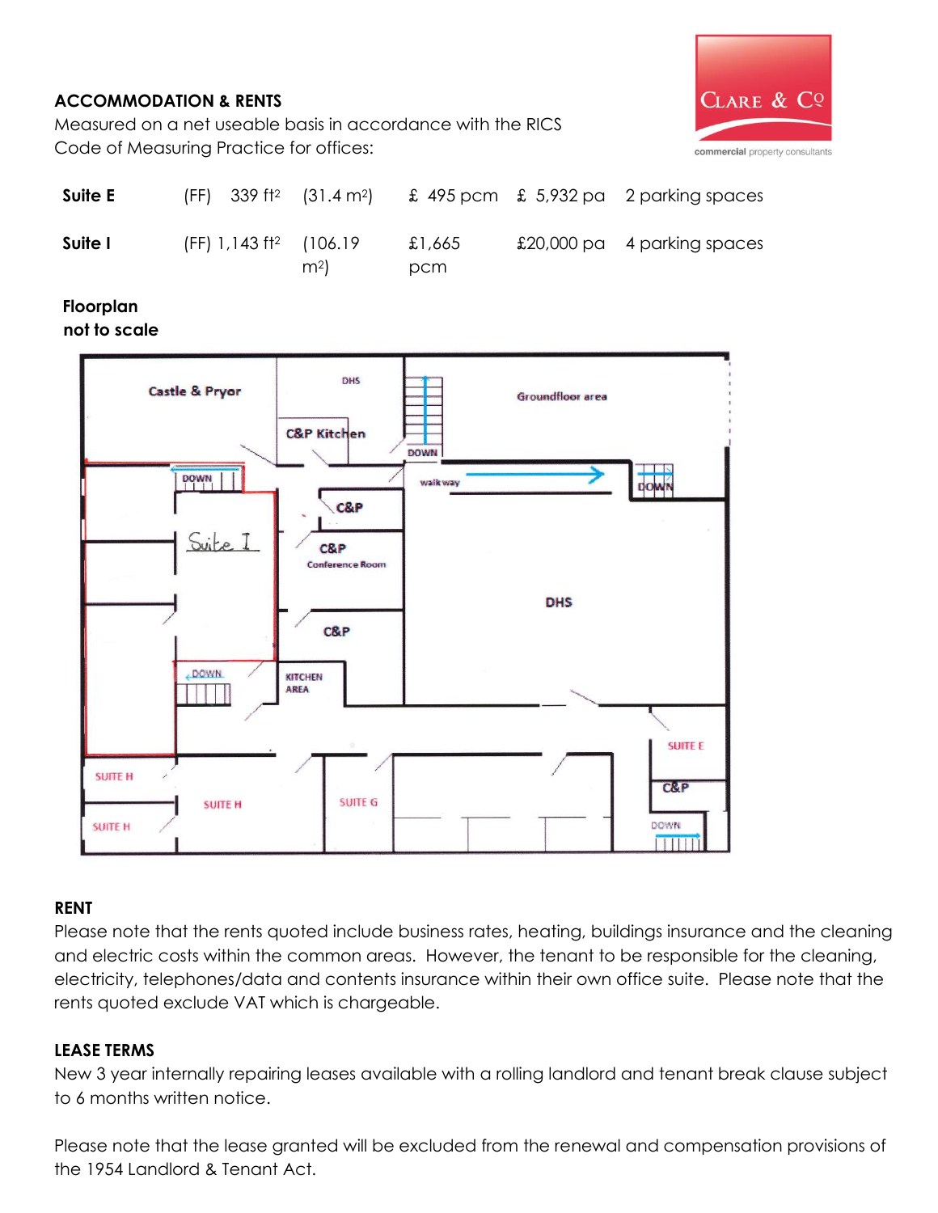## ACCOMMODATION & RENTS

Measured on a net useable basis in accordance with the RICS Code of Measuring Practice for offices:

| | | | | | |
|---|---|---|---|---|---|
| **Suite E** | (FF) 339 ft² | (31.4 m²) | £ 495 pcm | £ 5,932 pa | 2 parking spaces |
| **Suite I** | (FF) 1,143 ft² | (106.19 m²) | £1,665 pcm | £20,000 pa | 4 parking spaces |

**Floorplan**
**not to scale**

## RENT

Please note that the rents quoted include business rates, heating, buildings insurance and the cleaning and electric costs within the common areas. However, the tenant to be responsible for the cleaning, electricity, telephones/data and contents insurance within their own office suite. Please note that the rents quoted exclude VAT which is chargeable.

## LEASE TERMS

New 3 year internally repairing leases available with a rolling landlord and tenant break clause subject to 6 months written notice.

Please note that the lease granted will be excluded from the renewal and compensation provisions of the 1954 Landlord & Tenant Act.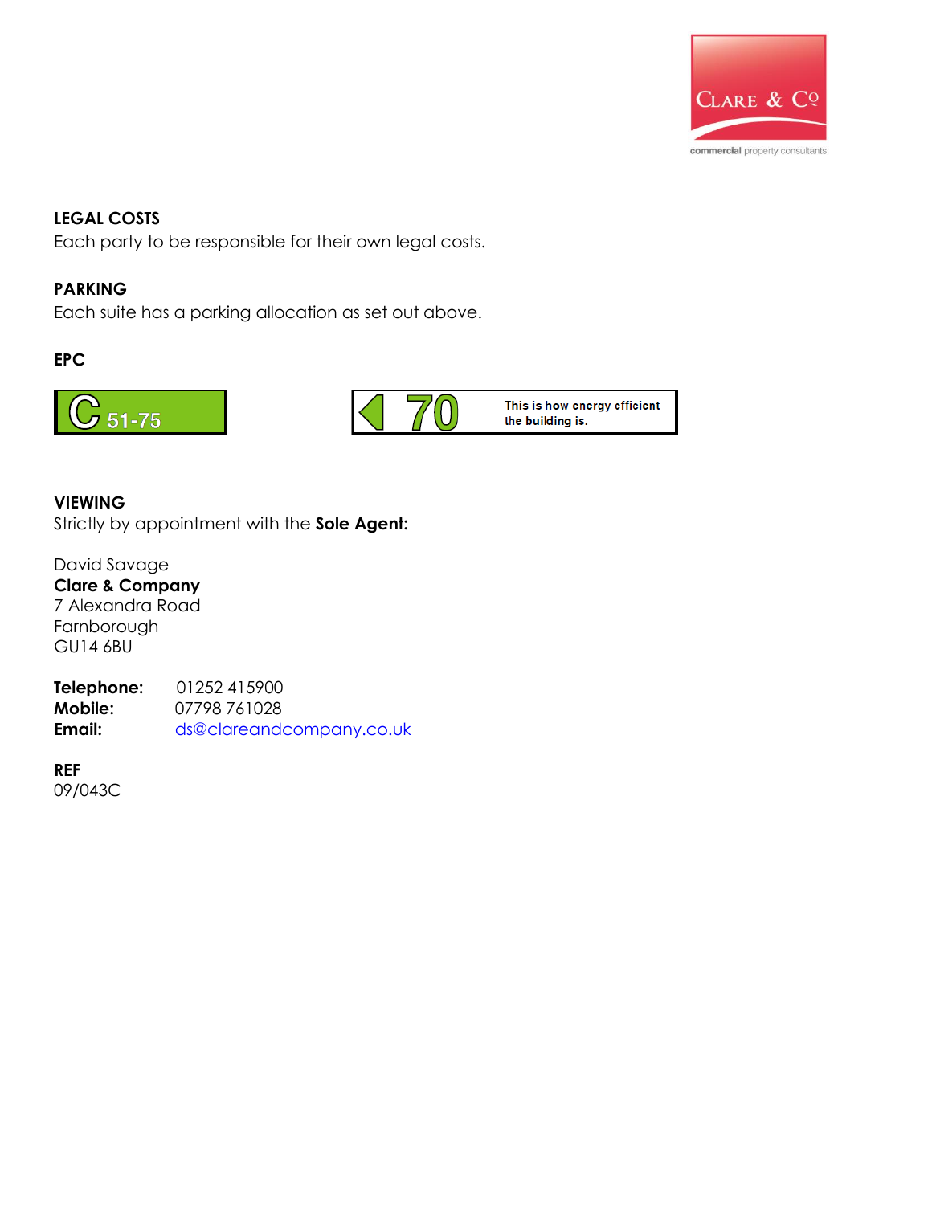## LEGAL COSTS

Each party to be responsible for their own legal costs.

## PARKING

Each suite has a parking allocation as set out above.

## EPC

C 51-75

70 This is how energy efficient the building is.

## VIEWING

Strictly by appointment with the **Sole Agent:**

David Savage
**Clare & Company**
7 Alexandra Road
Farnborough
GU14 6BU

**Telephone:** 01252 415900
**Mobile:** 07798 761028
**Email:** ds@clareandcompany.co.uk

## REF

09/043C